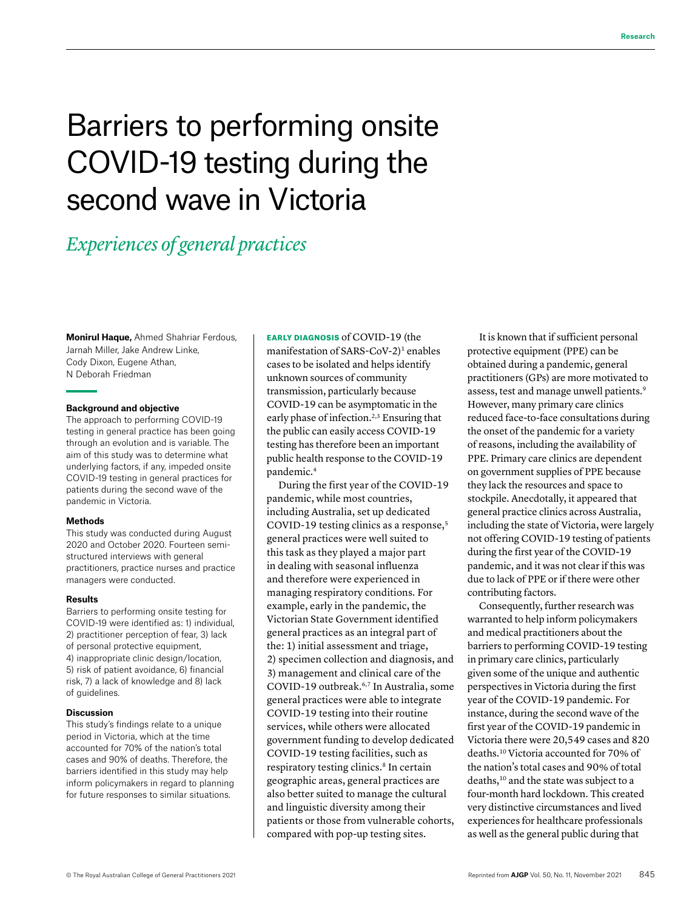# Barriers to performing onsite COVID-19 testing during the second wave in Victoria

## *Experiences of general practices*

**Monirul Haque,** Ahmed Shahriar Ferdous, Jarnah Miller, Jake Andrew Linke, Cody Dixon, Eugene Athan, N Deborah Friedman

### Background and objective

The approach to performing COVID-19 testing in general practice has been going through an evolution and is variable. The aim of this study was to determine what underlying factors, if any, impeded onsite COVID-19 testing in general practices for patients during the second wave of the pandemic in Victoria.

### Methods

This study was conducted during August 2020 and October 2020. Fourteen semi-structured interviews with general practitioners, practice nurses and practice managers were conducted.

### Results

Barriers to performing onsite testing for COVID-19 were identified as: 1) individual, 2) practitioner perception of fear, 3) lack of personal protective equipment, 4) inappropriate clinic design/location, 5) risk of patient avoidance, 6) financial risk, 7) a lack of knowledge and 8) lack of guidelines.

### Discussion

This study's findings relate to a unique period in Victoria, which at the time accounted for 70% of the nation's total cases and 90% of deaths. Therefore, the barriers identified in this study may help inform policymakers in regard to planning for future responses to similar situations.

**EARLY DIAGNOSIS** of COVID-19 (the manifestation of SARS-CoV-2)[1] enables cases to be isolated and helps identify unknown sources of community transmission, particularly because COVID-19 can be asymptomatic in the early phase of infection.[2,3] Ensuring that the public can easily access COVID-19 testing has therefore been an important public health response to the COVID-19 pandemic.[4]

During the first year of the COVID-19 pandemic, while most countries, including Australia, set up dedicated COVID-19 testing clinics as a response,[5] general practices were well suited to this task as they played a major part in dealing with seasonal influenza and therefore were experienced in managing respiratory conditions. For example, early in the pandemic, the Victorian State Government identified general practices as an integral part of the: 1) initial assessment and triage, 2) specimen collection and diagnosis, and 3) management and clinical care of the COVID-19 outbreak.[6,7] In Australia, some general practices were able to integrate COVID-19 testing into their routine services, while others were allocated government funding to develop dedicated COVID-19 testing facilities, such as respiratory testing clinics.[8] In certain geographic areas, general practices are also better suited to manage the cultural and linguistic diversity among their patients or those from vulnerable cohorts, compared with pop-up testing sites.

It is known that if sufficient personal protective equipment (PPE) can be obtained during a pandemic, general practitioners (GPs) are more motivated to assess, test and manage unwell patients.[9] However, many primary care clinics reduced face-to-face consultations during the onset of the pandemic for a variety of reasons, including the availability of PPE. Primary care clinics are dependent on government supplies of PPE because they lack the resources and space to stockpile. Anecdotally, it appeared that general practice clinics across Australia, including the state of Victoria, were largely not offering COVID-19 testing of patients during the first year of the COVID-19 pandemic, and it was not clear if this was due to lack of PPE or if there were other contributing factors.

Consequently, further research was warranted to help inform policymakers and medical practitioners about the barriers to performing COVID-19 testing in primary care clinics, particularly given some of the unique and authentic perspectives in Victoria during the first year of the COVID-19 pandemic. For instance, during the second wave of the first year of the COVID-19 pandemic in Victoria there were 20,549 cases and 820 deaths.[10] Victoria accounted for 70% of the nation's total cases and 90% of total deaths,[10] and the state was subject to a four-month hard lockdown. This created very distinctive circumstances and lived experiences for healthcare professionals as well as the general public during that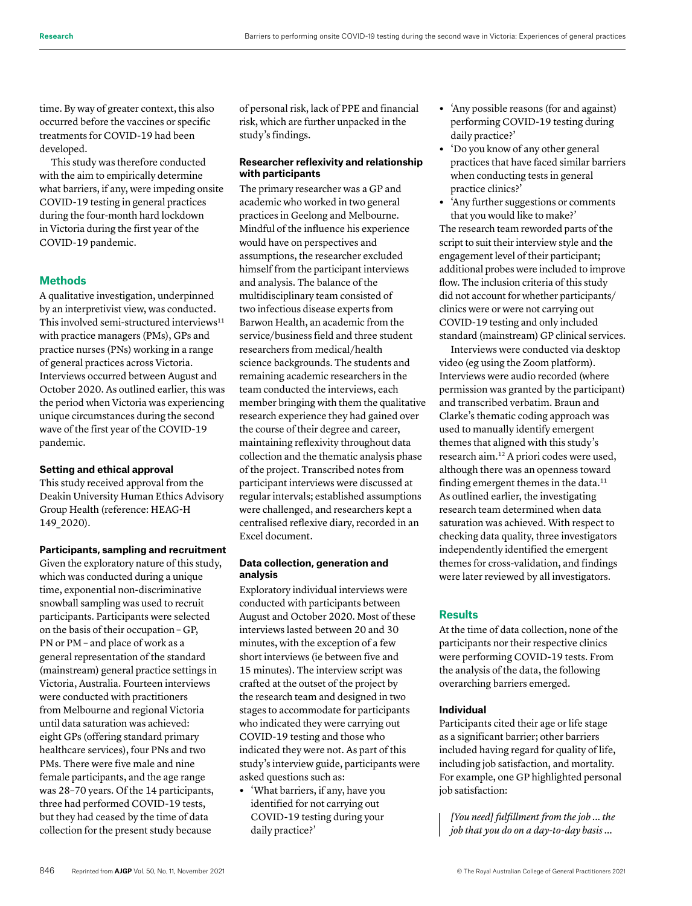time. By way of greater context, this also occurred before the vaccines or specific treatments for COVID-19 had been developed.

This study was therefore conducted with the aim to empirically determine what barriers, if any, were impeding onsite COVID-19 testing in general practices during the four-month hard lockdown in Victoria during the first year of the COVID-19 pandemic.

## Methods

A qualitative investigation, underpinned by an interpretivist view, was conducted. This involved semi-structured interviews[11] with practice managers (PMs), GPs and practice nurses (PNs) working in a range of general practices across Victoria. Interviews occurred between August and October 2020. As outlined earlier, this was the period when Victoria was experiencing unique circumstances during the second wave of the first year of the COVID-19 pandemic.

### Setting and ethical approval

This study received approval from the Deakin University Human Ethics Advisory Group Health (reference: HEAG-H 149_2020).

### Participants, sampling and recruitment

Given the exploratory nature of this study, which was conducted during a unique time, exponential non-discriminative snowball sampling was used to recruit participants. Participants were selected on the basis of their occupation – GP, PN or PM – and place of work as a general representation of the standard (mainstream) general practice settings in Victoria, Australia. Fourteen interviews were conducted with practitioners from Melbourne and regional Victoria until data saturation was achieved: eight GPs (offering standard primary healthcare services), four PNs and two PMs. There were five male and nine female participants, and the age range was 28–70 years. Of the 14 participants, three had performed COVID-19 tests, but they had ceased by the time of data collection for the present study because of personal risk, lack of PPE and financial risk, which are further unpacked in the study's findings.

### Researcher reflexivity and relationship with participants

The primary researcher was a GP and academic who worked in two general practices in Geelong and Melbourne. Mindful of the influence his experience would have on perspectives and assumptions, the researcher excluded himself from the participant interviews and analysis. The balance of the multidisciplinary team consisted of two infectious disease experts from Barwon Health, an academic from the service/business field and three student researchers from medical/health science backgrounds. The students and remaining academic researchers in the team conducted the interviews, each member bringing with them the qualitative research experience they had gained over the course of their degree and career, maintaining reflexivity throughout data collection and the thematic analysis phase of the project. Transcribed notes from participant interviews were discussed at regular intervals; established assumptions were challenged, and researchers kept a centralised reflexive diary, recorded in an Excel document.

### Data collection, generation and analysis

Exploratory individual interviews were conducted with participants between August and October 2020. Most of these interviews lasted between 20 and 30 minutes, with the exception of a few short interviews (ie between five and 15 minutes). The interview script was crafted at the outset of the project by the research team and designed in two stages to accommodate for participants who indicated they were carrying out COVID-19 testing and those who indicated they were not. As part of this study's interview guide, participants were asked questions such as:

- 'What barriers, if any, have you identified for not carrying out COVID-19 testing during your daily practice?'
- 'Any possible reasons (for and against) performing COVID-19 testing during daily practice?'
- 'Do you know of any other general practices that have faced similar barriers when conducting tests in general practice clinics?'
- 'Any further suggestions or comments that you would like to make?'

The research team reworded parts of the script to suit their interview style and the engagement level of their participant; additional probes were included to improve flow. The inclusion criteria of this study did not account for whether participants/clinics were or were not carrying out COVID-19 testing and only included standard (mainstream) GP clinical services.

Interviews were conducted via desktop video (eg using the Zoom platform). Interviews were audio recorded (where permission was granted by the participant) and transcribed verbatim. Braun and Clarke's thematic coding approach was used to manually identify emergent themes that aligned with this study's research aim.[12] A priori codes were used, although there was an openness toward finding emergent themes in the data.[11] As outlined earlier, the investigating research team determined when data saturation was achieved. With respect to checking data quality, three investigators independently identified the emergent themes for cross-validation, and findings were later reviewed by all investigators.

## Results

At the time of data collection, none of the participants nor their respective clinics were performing COVID-19 tests. From the analysis of the data, the following overarching barriers emerged.

### Individual

Participants cited their age or life stage as a significant barrier; other barriers included having regard for quality of life, including job satisfaction, and mortality. For example, one GP highlighted personal job satisfaction:

> *[You need] fulfillment from the job … the job that you do on a day-to-day basis …*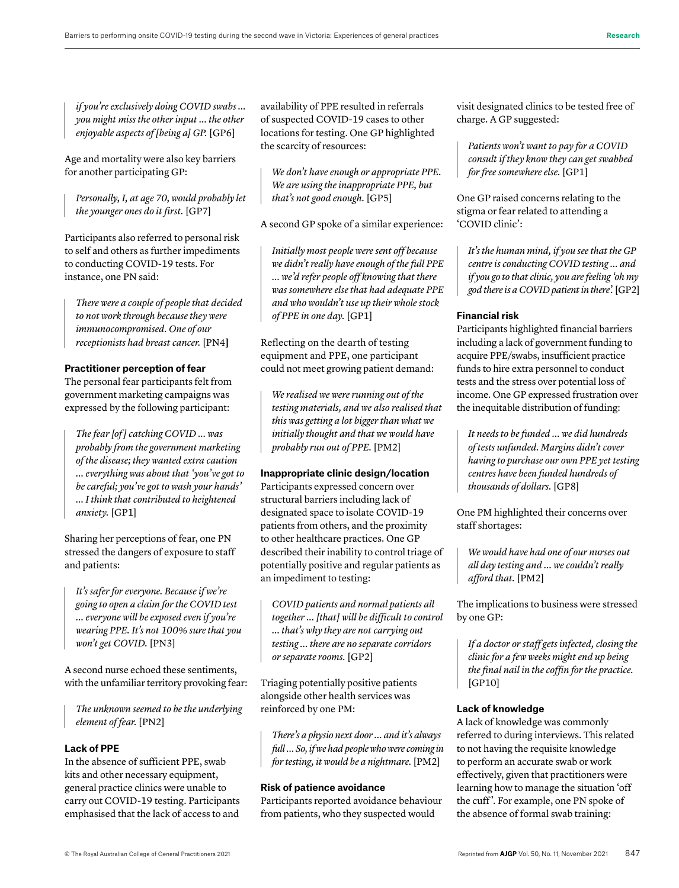> *if you're exclusively doing COVID swabs ... you might miss the other input ... the other enjoyable aspects of [being a] GP.* [GP6]

Age and mortality were also key barriers for another participating GP:

> *Personally, I, at age 70, would probably let the younger ones do it first.* [GP7]

Participants also referred to personal risk to self and others as further impediments to conducting COVID-19 tests. For instance, one PN said:

> *There were a couple of people that decided to not work through because they were immunocompromised. One of our receptionists had breast cancer.* [PN4]

### Practitioner perception of fear

The personal fear participants felt from government marketing campaigns was expressed by the following participant:

> *The fear [of] catching COVID ... was probably from the government marketing of the disease; they wanted extra caution ... everything was about that 'you've got to be careful; you've got to wash your hands' ... I think that contributed to heightened anxiety.* [GP1]

Sharing her perceptions of fear, one PN stressed the dangers of exposure to staff and patients:

> *It's safer for everyone. Because if we're going to open a claim for the COVID test ... everyone will be exposed even if you're wearing PPE. It's not 100% sure that you won't get COVID.* [PN3]

A second nurse echoed these sentiments, with the unfamiliar territory provoking fear:

> *The unknown seemed to be the underlying element of fear.* [PN2]

### Lack of PPE

In the absence of sufficient PPE, swab kits and other necessary equipment, general practice clinics were unable to carry out COVID-19 testing. Participants emphasised that the lack of access to and availability of PPE resulted in referrals of suspected COVID-19 cases to other locations for testing. One GP highlighted the scarcity of resources:

> *We don't have enough or appropriate PPE. We are using the inappropriate PPE, but that's not good enough.* [GP5]

A second GP spoke of a similar experience:

> *Initially most people were sent off because we didn't really have enough of the full PPE ... we'd refer people off knowing that there was somewhere else that had adequate PPE and who wouldn't use up their whole stock of PPE in one day.* [GP1]

Reflecting on the dearth of testing equipment and PPE, one participant could not meet growing patient demand:

> *We realised we were running out of the testing materials, and we also realised that this was getting a lot bigger than what we initially thought and that we would have probably run out of PPE.* [PM2]

### Inappropriate clinic design/location

Participants expressed concern over structural barriers including lack of designated space to isolate COVID-19 patients from others, and the proximity to other healthcare practices. One GP described their inability to control triage of potentially positive and regular patients as an impediment to testing:

> *COVID patients and normal patients all together ... [that] will be difficult to control ... that's why they are not carrying out testing ... there are no separate corridors or separate rooms.* [GP2]

Triaging potentially positive patients alongside other health services was reinforced by one PM:

> *There's a physio next door ... and it's always full ... So, if we had people who were coming in for testing, it would be a nightmare.* [PM2]

### Risk of patience avoidance

Participants reported avoidance behaviour from patients, who they suspected would visit designated clinics to be tested free of charge. A GP suggested:

> *Patients won't want to pay for a COVID consult if they know they can get swabbed for free somewhere else.* [GP1]

One GP raised concerns relating to the stigma or fear related to attending a 'COVID clinic':

> *It's the human mind, if you see that the GP centre is conducting COVID testing ... and if you go to that clinic, you are feeling 'oh my god there is a COVID patient in there'.* [GP2]

### Financial risk

Participants highlighted financial barriers including a lack of government funding to acquire PPE/swabs, insufficient practice funds to hire extra personnel to conduct tests and the stress over potential loss of income. One GP expressed frustration over the inequitable distribution of funding:

> *It needs to be funded ... we did hundreds of tests unfunded. Margins didn't cover having to purchase our own PPE yet testing centres have been funded hundreds of thousands of dollars.* [GP8]

One PM highlighted their concerns over staff shortages:

> *We would have had one of our nurses out all day testing and ... we couldn't really afford that.* [PM2]

The implications to business were stressed by one GP:

> *If a doctor or staff gets infected, closing the clinic for a few weeks might end up being the final nail in the coffin for the practice.* [GP10]

### Lack of knowledge

A lack of knowledge was commonly referred to during interviews. This related to not having the requisite knowledge to perform an accurate swab or work effectively, given that practitioners were learning how to manage the situation 'off the cuff'. For example, one PN spoke of the absence of formal swab training: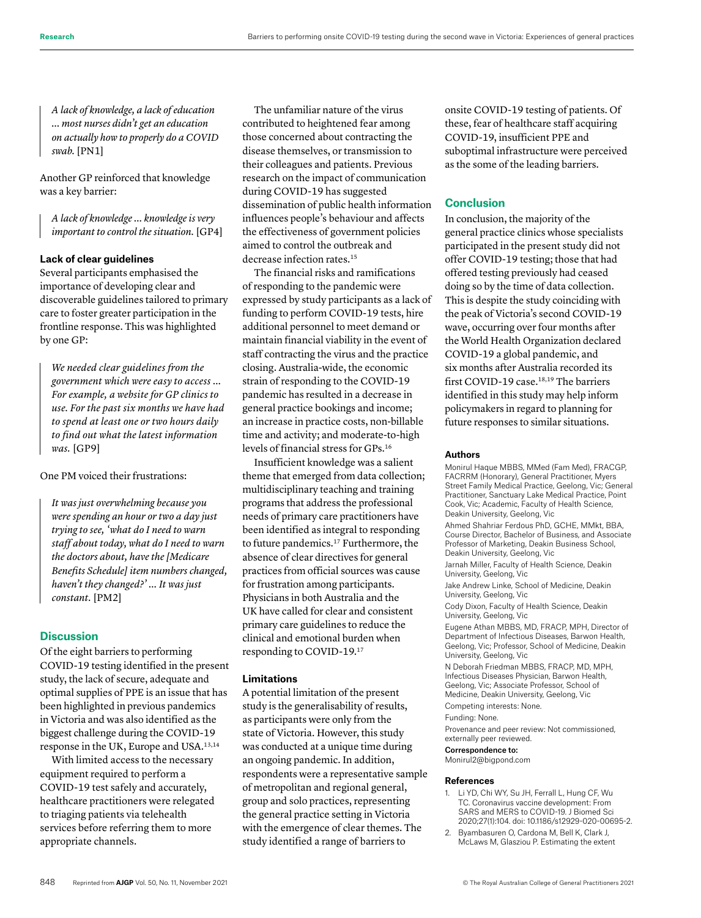*A lack of knowledge, a lack of education … most nurses didn't get an education on actually how to properly do a COVID swab.* [PN1]

Another GP reinforced that knowledge was a key barrier:

*A lack of knowledge … knowledge is very important to control the situation.* [GP4]

### Lack of clear guidelines

Several participants emphasised the importance of developing clear and discoverable guidelines tailored to primary care to foster greater participation in the frontline response. This was highlighted by one GP:

*We needed clear guidelines from the government which were easy to access … For example, a website for GP clinics to use. For the past six months we have had to spend at least one or two hours daily to find out what the latest information was.* [GP9]

One PM voiced their frustrations:

*It was just overwhelming because you were spending an hour or two a day just trying to see, 'what do I need to warn staff about today, what do I need to warn the doctors about, have the [Medicare Benefits Schedule] item numbers changed, haven't they changed?' … It was just constant.* [PM2]

## Discussion

Of the eight barriers to performing COVID-19 testing identified in the present study, the lack of secure, adequate and optimal supplies of PPE is an issue that has been highlighted in previous pandemics in Victoria and was also identified as the biggest challenge during the COVID-19 response in the UK, Europe and USA.[13,14]

With limited access to the necessary equipment required to perform a COVID-19 test safely and accurately, healthcare practitioners were relegated to triaging patients via telehealth services before referring them to more appropriate channels.

The unfamiliar nature of the virus contributed to heightened fear among those concerned about contracting the disease themselves, or transmission to their colleagues and patients. Previous research on the impact of communication during COVID-19 has suggested dissemination of public health information influences people's behaviour and affects the effectiveness of government policies aimed to control the outbreak and decrease infection rates.[15]

The financial risks and ramifications of responding to the pandemic were expressed by study participants as a lack of funding to perform COVID-19 tests, hire additional personnel to meet demand or maintain financial viability in the event of staff contracting the virus and the practice closing. Australia-wide, the economic strain of responding to the COVID-19 pandemic has resulted in a decrease in general practice bookings and income; an increase in practice costs, non-billable time and activity; and moderate-to-high levels of financial stress for GPs.[16]

Insufficient knowledge was a salient theme that emerged from data collection; multidisciplinary teaching and training programs that address the professional needs of primary care practitioners have been identified as integral to responding to future pandemics.[17] Furthermore, the absence of clear directives for general practices from official sources was cause for frustration among participants. Physicians in both Australia and the UK have called for clear and consistent primary care guidelines to reduce the clinical and emotional burden when responding to COVID-19.[17]

### Limitations

A potential limitation of the present study is the generalisability of results, as participants were only from the state of Victoria. However, this study was conducted at a unique time during an ongoing pandemic. In addition, respondents were a representative sample of metropolitan and regional general, group and solo practices, representing the general practice setting in Victoria with the emergence of clear themes. The study identified a range of barriers to onsite COVID-19 testing of patients. Of these, fear of healthcare staff acquiring COVID-19, insufficient PPE and suboptimal infrastructure were perceived as the some of the leading barriers.

## Conclusion

In conclusion, the majority of the general practice clinics whose specialists participated in the present study did not offer COVID-19 testing; those that had offered testing previously had ceased doing so by the time of data collection. This is despite the study coinciding with the peak of Victoria's second COVID-19 wave, occurring over four months after the World Health Organization declared COVID-19 a global pandemic, and six months after Australia recorded its first COVID-19 case.[18,19] The barriers identified in this study may help inform policymakers in regard to planning for future responses to similar situations.

#### Authors

Monirul Haque MBBS, MMed (Fam Med), FRACGP, FACRRM (Honorary), General Practitioner, Myers Street Family Medical Practice, Geelong, Vic; General Practitioner, Sanctuary Lake Medical Practice, Point Cook, Vic; Academic, Faculty of Health Science, Deakin University, Geelong, Vic

Ahmed Shahriar Ferdous PhD, GCHE, MMkt, BBA, Course Director, Bachelor of Business, and Associate Professor of Marketing, Deakin Business School, Deakin University, Geelong, Vic

Jarnah Miller, Faculty of Health Science, Deakin University, Geelong, Vic

Jake Andrew Linke, School of Medicine, Deakin University, Geelong, Vic

Cody Dixon, Faculty of Health Science, Deakin University, Geelong, Vic

Eugene Athan MBBS, MD, FRACP, MPH, Director of Department of Infectious Diseases, Barwon Health, Geelong, Vic; Professor, School of Medicine, Deakin University, Geelong, Vic

N Deborah Friedman MBBS, FRACP, MD, MPH, Infectious Diseases Physician, Barwon Health, Geelong, Vic; Associate Professor, School of Medicine, Deakin University, Geelong, Vic

Competing interests: None.

Funding: None.

Provenance and peer review: Not commissioned, externally peer reviewed.

**Correspondence to:**
Monirul2@bigpond.com

#### References

1. Li YD, Chi WY, Su JH, Ferrall L, Hung CF, Wu TC. Coronavirus vaccine development: From SARS and MERS to COVID-19. J Biomed Sci 2020;27(1):104. doi: 10.1186/s12929-020-00695-2.
2. Byambasuren O, Cardona M, Bell K, Clark J, McLaws M, Glasziou P. Estimating the extent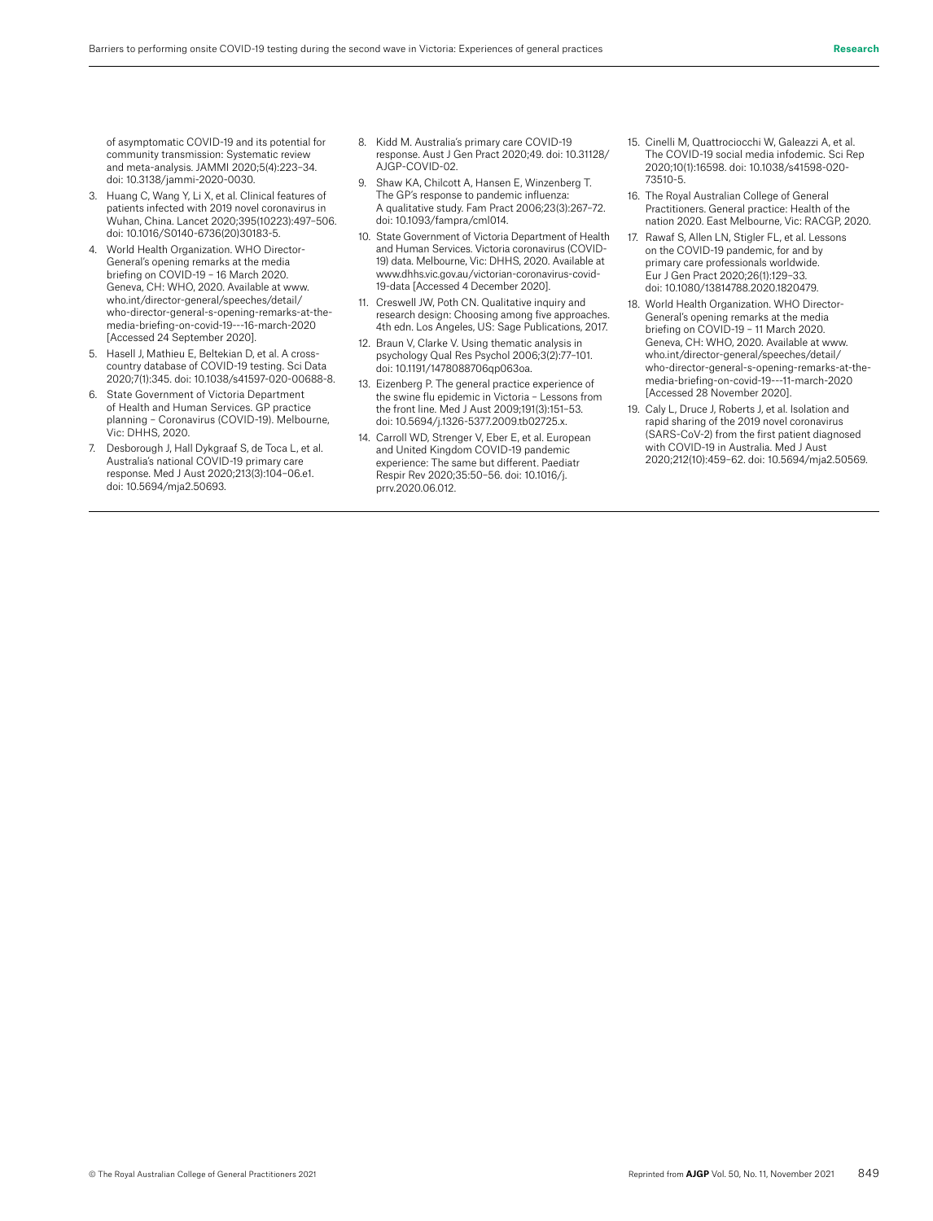of asymptomatic COVID-19 and its potential for community transmission: Systematic review and meta-analysis. JAMMI 2020;5(4):223–34. doi: 10.3138/jammi-2020-0030.

3. Huang C, Wang Y, Li X, et al. Clinical features of patients infected with 2019 novel coronavirus in Wuhan, China. Lancet 2020;395(10223):497–506. doi: 10.1016/S0140-6736(20)30183-5.
4. World Health Organization. WHO Director-General's opening remarks at the media briefing on COVID-19 – 16 March 2020. Geneva, CH: WHO, 2020. Available at www.who.int/director-general/speeches/detail/who-director-general-s-opening-remarks-at-the-media-briefing-on-covid-19---16-march-2020 [Accessed 24 September 2020].
5. Hasell J, Mathieu E, Beltekian D, et al. A cross-country database of COVID-19 testing. Sci Data 2020;7(1):345. doi: 10.1038/s41597-020-00688-8.
6. State Government of Victoria Department of Health and Human Services. GP practice planning – Coronavirus (COVID-19). Melbourne, Vic: DHHS, 2020.
7. Desborough J, Hall Dykgraaf S, de Toca L, et al. Australia's national COVID-19 primary care response. Med J Aust 2020;213(3):104–06.e1. doi: 10.5694/mja2.50693.
8. Kidd M. Australia's primary care COVID-19 response. Aust J Gen Pract 2020;49. doi: 10.31128/AJGP-COVID-02.
9. Shaw KA, Chilcott A, Hansen E, Winzenberg T. The GP's response to pandemic influenza: A qualitative study. Fam Pract 2006;23(3):267–72. doi: 10.1093/fampra/cml014.
10. State Government of Victoria Department of Health and Human Services. Victoria coronavirus (COVID-19) data. Melbourne, Vic: DHHS, 2020. Available at www.dhhs.vic.gov.au/victorian-coronavirus-covid-19-data [Accessed 4 December 2020].
11. Creswell JW, Poth CN. Qualitative inquiry and research design: Choosing among five approaches. 4th edn. Los Angeles, US: Sage Publications, 2017.
12. Braun V, Clarke V. Using thematic analysis in psychology Qual Res Psychol 2006;3(2):77–101. doi: 10.1191/1478088706qp063oa.
13. Eizenberg P. The general practice experience of the swine flu epidemic in Victoria – Lessons from the front line. Med J Aust 2009;191(3):151–53. doi: 10.5694/j.1326-5377.2009.tb02725.x.
14. Carroll WD, Strenger V, Eber E, et al. European and United Kingdom COVID-19 pandemic experience: The same but different. Paediatr Respir Rev 2020;35:50–56. doi: 10.1016/j.prrv.2020.06.012.
15. Cinelli M, Quattrociocchi W, Galeazzi A, et al. The COVID-19 social media infodemic. Sci Rep 2020;10(1):16598. doi: 10.1038/s41598-020-73510-5.
16. The Royal Australian College of General Practitioners. General practice: Health of the nation 2020. East Melbourne, Vic: RACGP, 2020.
17. Rawaf S, Allen LN, Stigler FL, et al. Lessons on the COVID-19 pandemic, for and by primary care professionals worldwide. Eur J Gen Pract 2020;26(1):129–33. doi: 10.1080/13814788.2020.1820479.
18. World Health Organization. WHO Director-General's opening remarks at the media briefing on COVID-19 – 11 March 2020. Geneva, CH: WHO, 2020. Available at www.who.int/director-general/speeches/detail/who-director-general-s-opening-remarks-at-the-media-briefing-on-covid-19---11-march-2020 [Accessed 28 November 2020].
19. Caly L, Druce J, Roberts J, et al. Isolation and rapid sharing of the 2019 novel coronavirus (SARS-CoV-2) from the first patient diagnosed with COVID-19 in Australia. Med J Aust 2020;212(10):459–62. doi: 10.5694/mja2.50569.